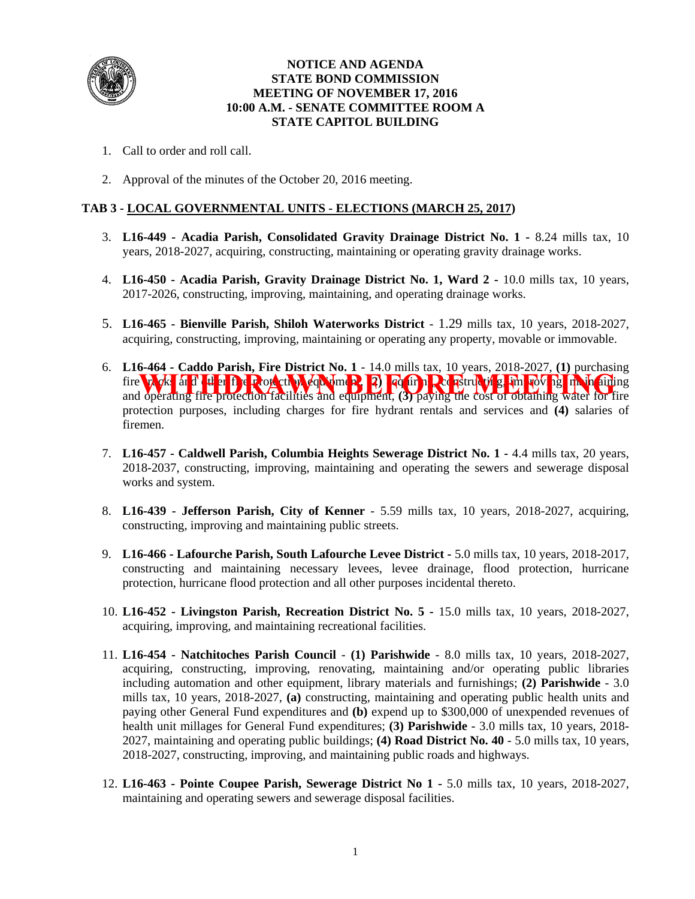**NOTICE AND AGENDA**
**STATE BOND COMMISSION**
**MEETING OF NOVEMBER 17, 2016**
**10:00 A.M. - SENATE COMMITTEE ROOM A**
**STATE CAPITOL BUILDING**

1. Call to order and roll call.

2. Approval of the minutes of the October 20, 2016 meeting.

## TAB 3 - LOCAL GOVERNMENTAL UNITS - ELECTIONS (MARCH 25, 2017)

3. **L16-449 - Acadia Parish, Consolidated Gravity Drainage District No. 1 -** 8.24 mills tax, 10 years, 2018-2027, acquiring, constructing, maintaining or operating gravity drainage works.

4. **L16-450 - Acadia Parish, Gravity Drainage District No. 1, Ward 2 -** 10.0 mills tax, 10 years, 2017-2026, constructing, improving, maintaining, and operating drainage works.

5. **L16-465 - Bienville Parish, Shiloh Waterworks District** - 1.29 mills tax, 10 years, 2018-2027, acquiring, constructing, improving, maintaining or operating any property, movable or immovable.

6. **L16-464 - Caddo Parish, Fire District No. 1** - 14.0 mills tax, 10 years, 2018-2027, **(1)** purchasing fire trucks and other fire protection equipment, **(2)** acquiring, constructing, improving, maintaining and operating fire protection facilities and equipment, **(3)** paying the cost of obtaining water for fire protection purposes, including charges for fire hydrant rentals and services and **(4)** salaries of firemen. **WITHDRAWN BEFORE MEETING**

7. **L16-457 - Caldwell Parish, Columbia Heights Sewerage District No. 1 -** 4.4 mills tax, 20 years, 2018-2037, constructing, improving, maintaining and operating the sewers and sewerage disposal works and system.

8. **L16-439 - Jefferson Parish, City of Kenner** - 5.59 mills tax, 10 years, 2018-2027, acquiring, constructing, improving and maintaining public streets.

9. **L16-466 - Lafourche Parish, South Lafourche Levee District -** 5.0 mills tax, 10 years, 2018-2017, constructing and maintaining necessary levees, levee drainage, flood protection, hurricane protection, hurricane flood protection and all other purposes incidental thereto.

10. **L16-452 - Livingston Parish, Recreation District No. 5 -** 15.0 mills tax, 10 years, 2018-2027, acquiring, improving, and maintaining recreational facilities.

11. **L16-454 - Natchitoches Parish Council** - **(1) Parishwide** - 8.0 mills tax, 10 years, 2018-2027, acquiring, constructing, improving, renovating, maintaining and/or operating public libraries including automation and other equipment, library materials and furnishings; **(2) Parishwide** - 3.0 mills tax, 10 years, 2018-2027, **(a)** constructing, maintaining and operating public health units and paying other General Fund expenditures and **(b)** expend up to $300,000 of unexpended revenues of health unit millages for General Fund expenditures; **(3) Parishwide** - 3.0 mills tax, 10 years, 2018-2027, maintaining and operating public buildings; **(4) Road District No. 40** - 5.0 mills tax, 10 years, 2018-2027, constructing, improving, and maintaining public roads and highways.

12. **L16-463 - Pointe Coupee Parish, Sewerage District No 1 -** 5.0 mills tax, 10 years, 2018-2027, maintaining and operating sewers and sewerage disposal facilities.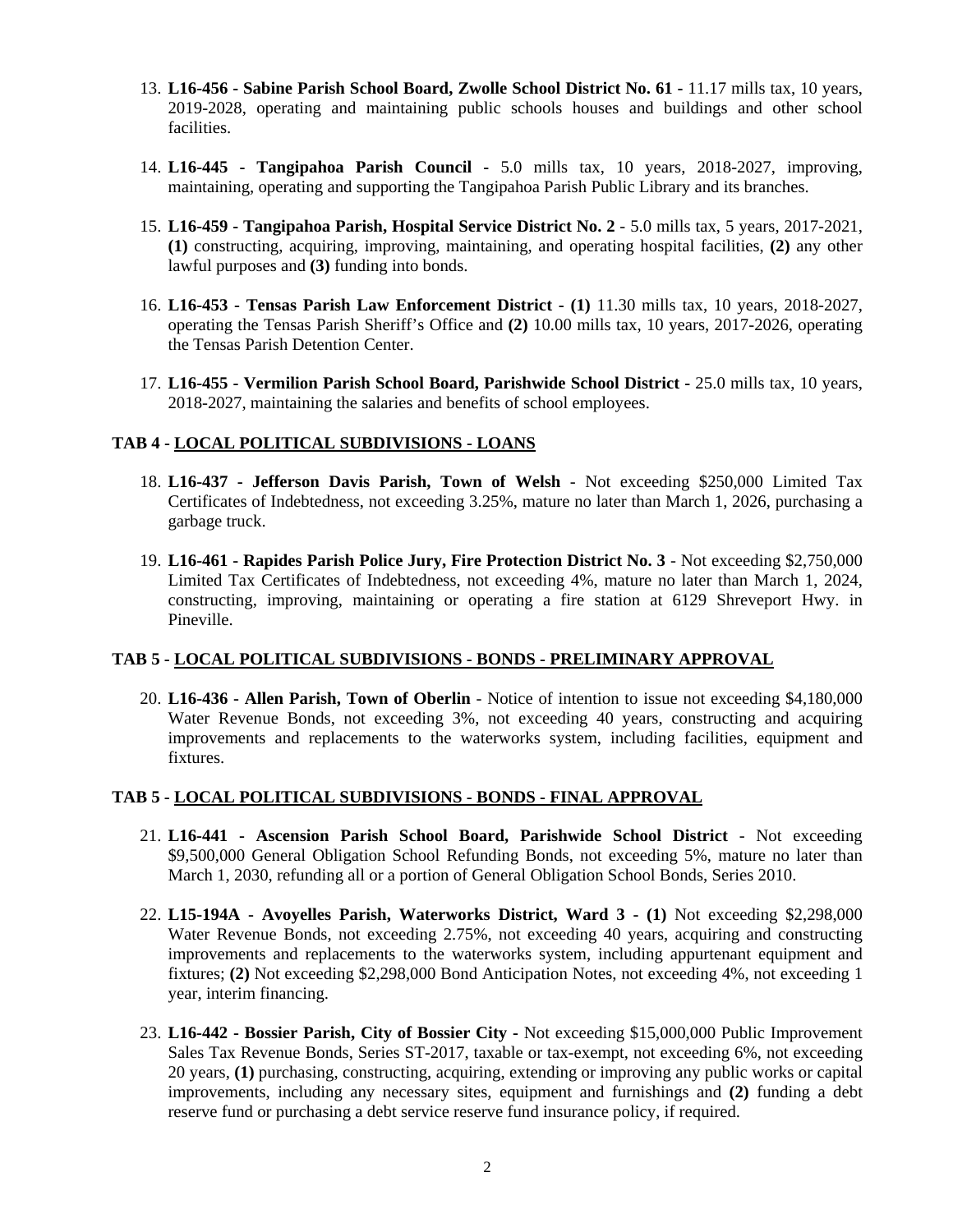13. **L16-456 - Sabine Parish School Board, Zwolle School District No. 61 -** 11.17 mills tax, 10 years, 2019-2028, operating and maintaining public schools houses and buildings and other school facilities.

14. **L16-445 - Tangipahoa Parish Council -** 5.0 mills tax, 10 years, 2018-2027, improving, maintaining, operating and supporting the Tangipahoa Parish Public Library and its branches.

15. **L16-459 - Tangipahoa Parish, Hospital Service District No. 2** - 5.0 mills tax, 5 years, 2017-2021, **(1)** constructing, acquiring, improving, maintaining, and operating hospital facilities, **(2)** any other lawful purposes and **(3)** funding into bonds.

16. **L16-453 - Tensas Parish Law Enforcement District - (1)** 11.30 mills tax, 10 years, 2018-2027, operating the Tensas Parish Sheriff's Office and **(2)** 10.00 mills tax, 10 years, 2017-2026, operating the Tensas Parish Detention Center.

17. **L16-455 - Vermilion Parish School Board, Parishwide School District -** 25.0 mills tax, 10 years, 2018-2027, maintaining the salaries and benefits of school employees.

**TAB 4 - <u>LOCAL POLITICAL SUBDIVISIONS - LOANS</u>**

18. **L16-437 - Jefferson Davis Parish, Town of Welsh** - Not exceeding $250,000 Limited Tax Certificates of Indebtedness, not exceeding 3.25%, mature no later than March 1, 2026, purchasing a garbage truck.

19. **L16-461 - Rapides Parish Police Jury, Fire Protection District No. 3** - Not exceeding $2,750,000 Limited Tax Certificates of Indebtedness, not exceeding 4%, mature no later than March 1, 2024, constructing, improving, maintaining or operating a fire station at 6129 Shreveport Hwy. in Pineville.

**TAB 5 - <u>LOCAL POLITICAL SUBDIVISIONS - BONDS - PRELIMINARY APPROVAL</u>**

20. **L16-436 - Allen Parish, Town of Oberlin** - Notice of intention to issue not exceeding $4,180,000 Water Revenue Bonds, not exceeding 3%, not exceeding 40 years, constructing and acquiring improvements and replacements to the waterworks system, including facilities, equipment and fixtures.

**TAB 5 - <u>LOCAL POLITICAL SUBDIVISIONS - BONDS - FINAL APPROVAL</u>**

21. **L16-441 - Ascension Parish School Board, Parishwide School District** - Not exceeding $9,500,000 General Obligation School Refunding Bonds, not exceeding 5%, mature no later than March 1, 2030, refunding all or a portion of General Obligation School Bonds, Series 2010.

22. **L15-194A - Avoyelles Parish, Waterworks District, Ward 3 - (1)** Not exceeding $2,298,000 Water Revenue Bonds, not exceeding 2.75%, not exceeding 40 years, acquiring and constructing improvements and replacements to the waterworks system, including appurtenant equipment and fixtures; **(2)** Not exceeding $2,298,000 Bond Anticipation Notes, not exceeding 4%, not exceeding 1 year, interim financing.

23. **L16-442 - Bossier Parish, City of Bossier City -** Not exceeding $15,000,000 Public Improvement Sales Tax Revenue Bonds, Series ST-2017, taxable or tax-exempt, not exceeding 6%, not exceeding 20 years, **(1)** purchasing, constructing, acquiring, extending or improving any public works or capital improvements, including any necessary sites, equipment and furnishings and **(2)** funding a debt reserve fund or purchasing a debt service reserve fund insurance policy, if required.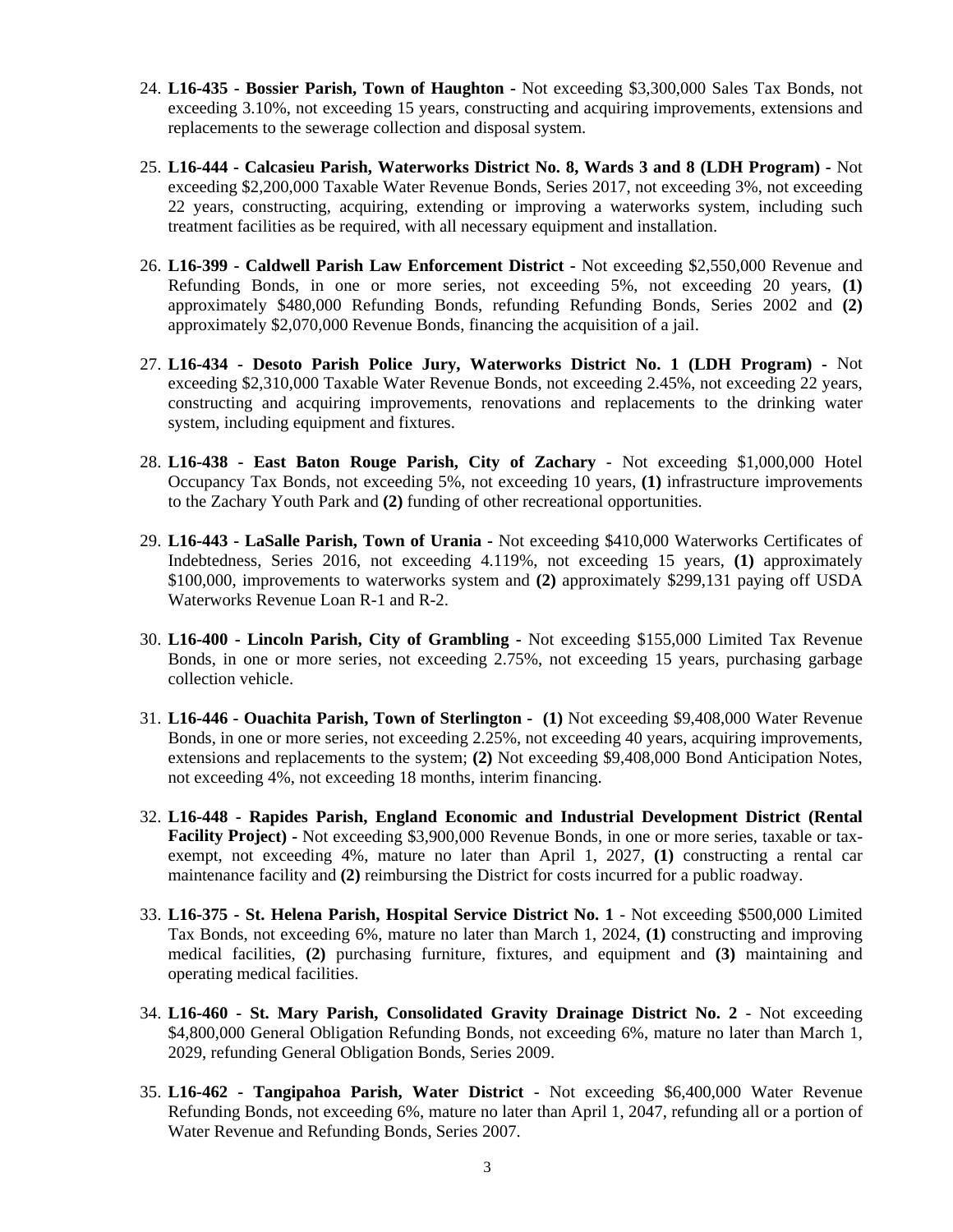24. **L16-435 - Bossier Parish, Town of Haughton -** Not exceeding $3,300,000 Sales Tax Bonds, not exceeding 3.10%, not exceeding 15 years, constructing and acquiring improvements, extensions and replacements to the sewerage collection and disposal system.

25. **L16-444 - Calcasieu Parish, Waterworks District No. 8, Wards 3 and 8 (LDH Program) -** Not exceeding $2,200,000 Taxable Water Revenue Bonds, Series 2017, not exceeding 3%, not exceeding 22 years, constructing, acquiring, extending or improving a waterworks system, including such treatment facilities as be required, with all necessary equipment and installation.

26. **L16-399 - Caldwell Parish Law Enforcement District -** Not exceeding $2,550,000 Revenue and Refunding Bonds, in one or more series, not exceeding 5%, not exceeding 20 years, **(1)** approximately $480,000 Refunding Bonds, refunding Refunding Bonds, Series 2002 and **(2)** approximately $2,070,000 Revenue Bonds, financing the acquisition of a jail.

27. **L16-434 - Desoto Parish Police Jury, Waterworks District No. 1 (LDH Program) -** Not exceeding $2,310,000 Taxable Water Revenue Bonds, not exceeding 2.45%, not exceeding 22 years, constructing and acquiring improvements, renovations and replacements to the drinking water system, including equipment and fixtures.

28. **L16-438 - East Baton Rouge Parish, City of Zachary** - Not exceeding $1,000,000 Hotel Occupancy Tax Bonds, not exceeding 5%, not exceeding 10 years, **(1)** infrastructure improvements to the Zachary Youth Park and **(2)** funding of other recreational opportunities.

29. **L16-443 - LaSalle Parish, Town of Urania -** Not exceeding $410,000 Waterworks Certificates of Indebtedness, Series 2016, not exceeding 4.119%, not exceeding 15 years, **(1)** approximately $100,000, improvements to waterworks system and **(2)** approximately $299,131 paying off USDA Waterworks Revenue Loan R-1 and R-2.

30. **L16-400 - Lincoln Parish, City of Grambling -** Not exceeding $155,000 Limited Tax Revenue Bonds, in one or more series, not exceeding 2.75%, not exceeding 15 years, purchasing garbage collection vehicle.

31. **L16-446 - Ouachita Parish, Town of Sterlington - (1)** Not exceeding $9,408,000 Water Revenue Bonds, in one or more series, not exceeding 2.25%, not exceeding 40 years, acquiring improvements, extensions and replacements to the system; **(2)** Not exceeding $9,408,000 Bond Anticipation Notes, not exceeding 4%, not exceeding 18 months, interim financing.

32. **L16-448 - Rapides Parish, England Economic and Industrial Development District (Rental Facility Project) -** Not exceeding $3,900,000 Revenue Bonds, in one or more series, taxable or tax-exempt, not exceeding 4%, mature no later than April 1, 2027, **(1)** constructing a rental car maintenance facility and **(2)** reimbursing the District for costs incurred for a public roadway.

33. **L16-375 - St. Helena Parish, Hospital Service District No. 1** - Not exceeding $500,000 Limited Tax Bonds, not exceeding 6%, mature no later than March 1, 2024, **(1)** constructing and improving medical facilities, **(2)** purchasing furniture, fixtures, and equipment and **(3)** maintaining and operating medical facilities.

34. **L16-460 - St. Mary Parish, Consolidated Gravity Drainage District No. 2** - Not exceeding $4,800,000 General Obligation Refunding Bonds, not exceeding 6%, mature no later than March 1, 2029, refunding General Obligation Bonds, Series 2009.

35. **L16-462 - Tangipahoa Parish, Water District** - Not exceeding $6,400,000 Water Revenue Refunding Bonds, not exceeding 6%, mature no later than April 1, 2047, refunding all or a portion of Water Revenue and Refunding Bonds, Series 2007.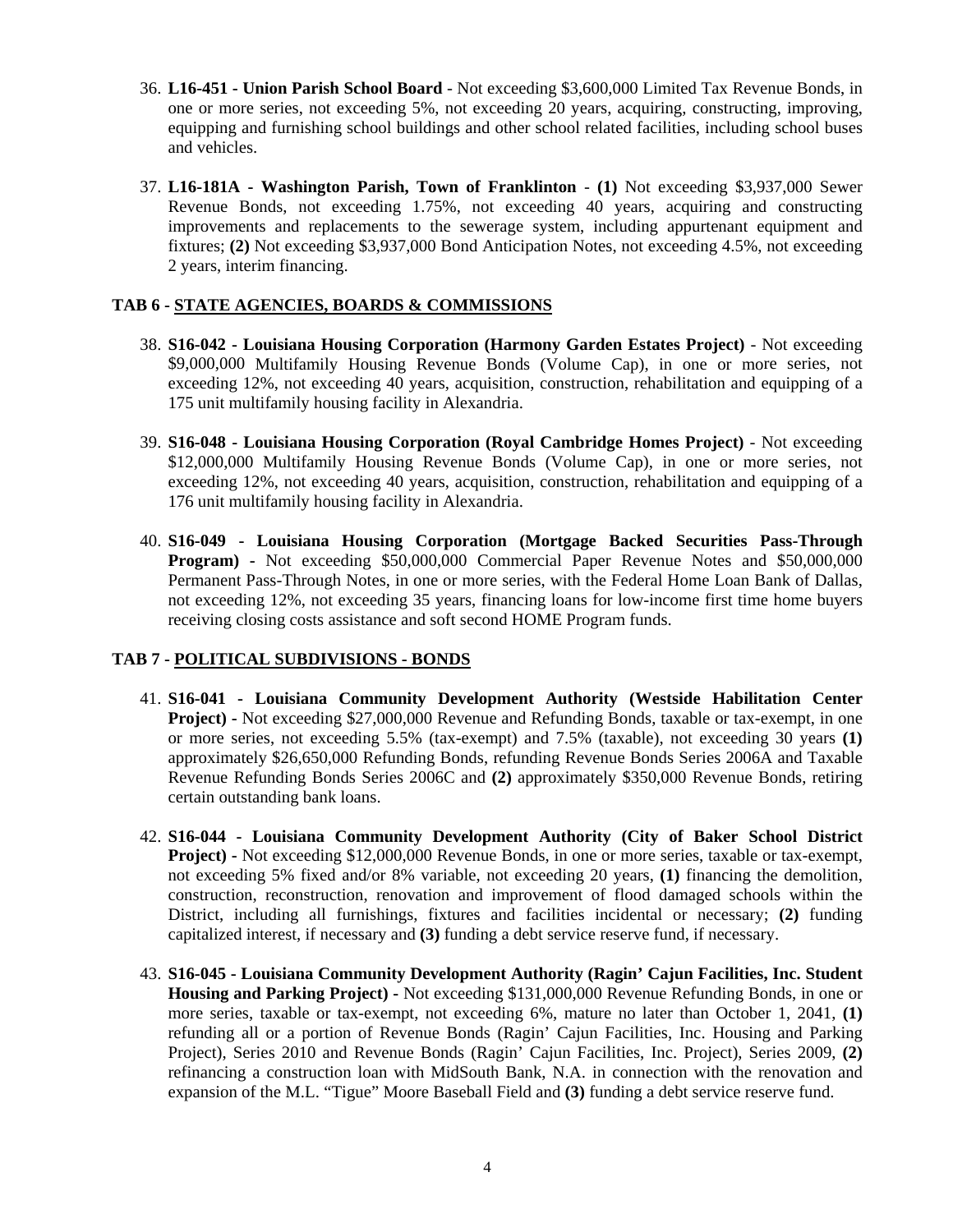36. **L16-451 - Union Parish School Board** - Not exceeding $3,600,000 Limited Tax Revenue Bonds, in one or more series, not exceeding 5%, not exceeding 20 years, acquiring, constructing, improving, equipping and furnishing school buildings and other school related facilities, including school buses and vehicles.

37. **L16-181A - Washington Parish, Town of Franklinton** - **(1)** Not exceeding $3,937,000 Sewer Revenue Bonds, not exceeding 1.75%, not exceeding 40 years, acquiring and constructing improvements and replacements to the sewerage system, including appurtenant equipment and fixtures; **(2)** Not exceeding $3,937,000 Bond Anticipation Notes, not exceeding 4.5%, not exceeding 2 years, interim financing.

## TAB 6 - STATE AGENCIES, BOARDS & COMMISSIONS

38. **S16-042 - Louisiana Housing Corporation (Harmony Garden Estates Project)** - Not exceeding $9,000,000 Multifamily Housing Revenue Bonds (Volume Cap), in one or more series, not exceeding 12%, not exceeding 40 years, acquisition, construction, rehabilitation and equipping of a 175 unit multifamily housing facility in Alexandria.

39. **S16-048 - Louisiana Housing Corporation (Royal Cambridge Homes Project)** - Not exceeding $12,000,000 Multifamily Housing Revenue Bonds (Volume Cap), in one or more series, not exceeding 12%, not exceeding 40 years, acquisition, construction, rehabilitation and equipping of a 176 unit multifamily housing facility in Alexandria.

40. **S16-049 - Louisiana Housing Corporation (Mortgage Backed Securities Pass-Through Program) -** Not exceeding $50,000,000 Commercial Paper Revenue Notes and $50,000,000 Permanent Pass-Through Notes, in one or more series, with the Federal Home Loan Bank of Dallas, not exceeding 12%, not exceeding 35 years, financing loans for low-income first time home buyers receiving closing costs assistance and soft second HOME Program funds.

## TAB 7 - POLITICAL SUBDIVISIONS - BONDS

41. **S16-041 - Louisiana Community Development Authority (Westside Habilitation Center Project) -** Not exceeding $27,000,000 Revenue and Refunding Bonds, taxable or tax-exempt, in one or more series, not exceeding 5.5% (tax-exempt) and 7.5% (taxable), not exceeding 30 years **(1)** approximately $26,650,000 Refunding Bonds, refunding Revenue Bonds Series 2006A and Taxable Revenue Refunding Bonds Series 2006C and **(2)** approximately $350,000 Revenue Bonds, retiring certain outstanding bank loans.

42. **S16-044 - Louisiana Community Development Authority (City of Baker School District Project) -** Not exceeding $12,000,000 Revenue Bonds, in one or more series, taxable or tax-exempt, not exceeding 5% fixed and/or 8% variable, not exceeding 20 years, **(1)** financing the demolition, construction, reconstruction, renovation and improvement of flood damaged schools within the District, including all furnishings, fixtures and facilities incidental or necessary; **(2)** funding capitalized interest, if necessary and **(3)** funding a debt service reserve fund, if necessary.

43. **S16-045 - Louisiana Community Development Authority (Ragin' Cajun Facilities, Inc. Student Housing and Parking Project) -** Not exceeding $131,000,000 Revenue Refunding Bonds, in one or more series, taxable or tax-exempt, not exceeding 6%, mature no later than October 1, 2041, **(1)** refunding all or a portion of Revenue Bonds (Ragin' Cajun Facilities, Inc. Housing and Parking Project), Series 2010 and Revenue Bonds (Ragin' Cajun Facilities, Inc. Project), Series 2009, **(2)** refinancing a construction loan with MidSouth Bank, N.A. in connection with the renovation and expansion of the M.L. "Tigue" Moore Baseball Field and **(3)** funding a debt service reserve fund.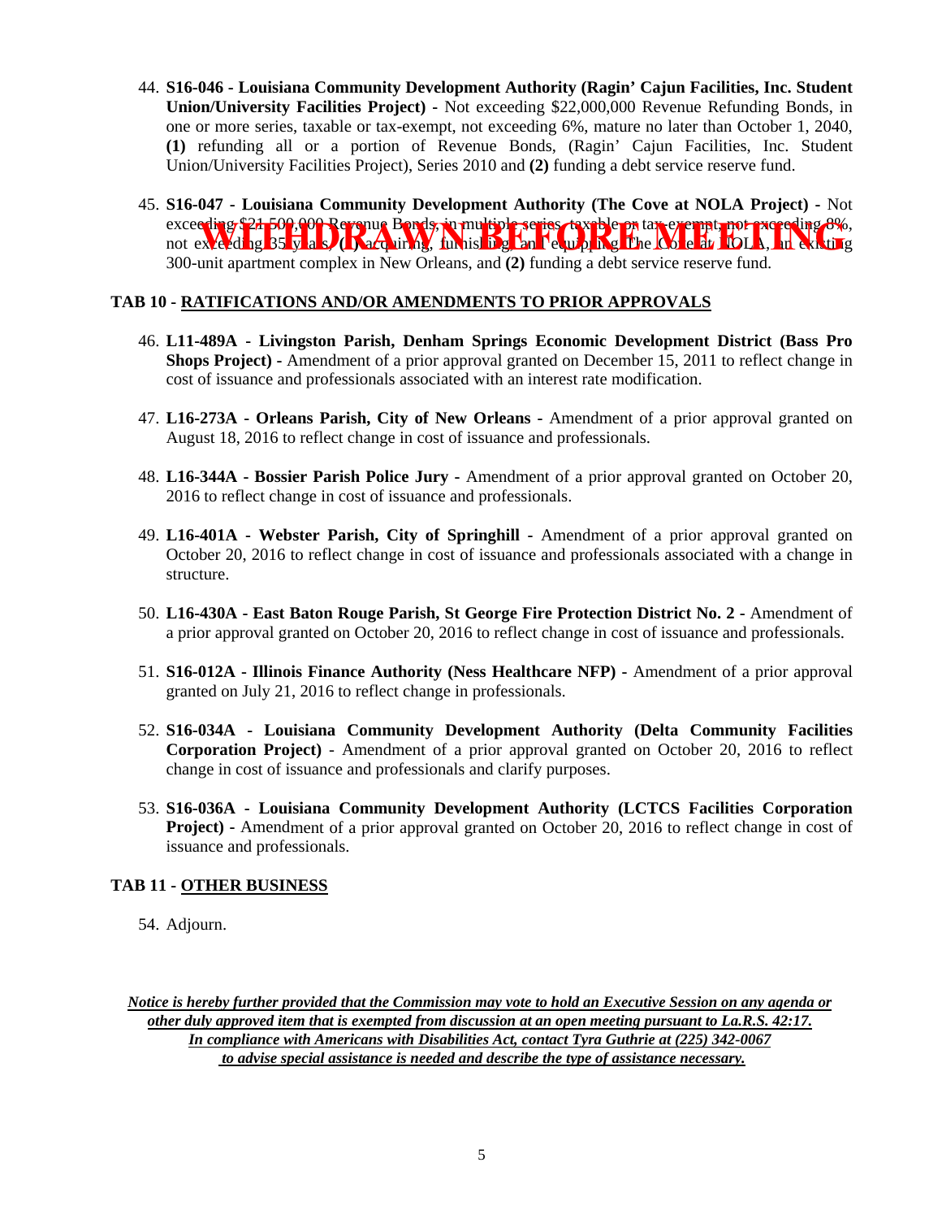44. **S16-046 - Louisiana Community Development Authority (Ragin' Cajun Facilities, Inc. Student Union/University Facilities Project) -** Not exceeding $22,000,000 Revenue Refunding Bonds, in one or more series, taxable or tax-exempt, not exceeding 6%, mature no later than October 1, 2040, **(1)** refunding all or a portion of Revenue Bonds, (Ragin' Cajun Facilities, Inc. Student Union/University Facilities Project), Series 2010 and **(2)** funding a debt service reserve fund.

45. **S16-047 - Louisiana Community Development Authority (The Cove at NOLA Project) -** Not exceeding $21,500,000 Revenue Bonds, in multiple series, taxable or tax-exempt, not exceeding 8%, not exceeding 35 years, **(1)** acquiring, furnishing and equipping The Cove at NOLA, an existing 300-unit apartment complex in New Orleans, and **(2)** funding a debt service reserve fund. **WITHDRAWN BEFORE MEETING**

**TAB 10 - RATIFICATIONS AND/OR AMENDMENTS TO PRIOR APPROVALS**

46. **L11-489A - Livingston Parish, Denham Springs Economic Development District (Bass Pro Shops Project) -** Amendment of a prior approval granted on December 15, 2011 to reflect change in cost of issuance and professionals associated with an interest rate modification.

47. **L16-273A - Orleans Parish, City of New Orleans -** Amendment of a prior approval granted on August 18, 2016 to reflect change in cost of issuance and professionals.

48. **L16-344A - Bossier Parish Police Jury -** Amendment of a prior approval granted on October 20, 2016 to reflect change in cost of issuance and professionals.

49. **L16-401A - Webster Parish, City of Springhill -** Amendment of a prior approval granted on October 20, 2016 to reflect change in cost of issuance and professionals associated with a change in structure.

50. **L16-430A - East Baton Rouge Parish, St George Fire Protection District No. 2 -** Amendment of a prior approval granted on October 20, 2016 to reflect change in cost of issuance and professionals.

51. **S16-012A - Illinois Finance Authority (Ness Healthcare NFP) -** Amendment of a prior approval granted on July 21, 2016 to reflect change in professionals.

52. **S16-034A - Louisiana Community Development Authority (Delta Community Facilities Corporation Project) -** Amendment of a prior approval granted on October 20, 2016 to reflect change in cost of issuance and professionals and clarify purposes.

53. **S16-036A - Louisiana Community Development Authority (LCTCS Facilities Corporation Project) -** Amendment of a prior approval granted on October 20, 2016 to reflect change in cost of issuance and professionals.

**TAB 11 - OTHER BUSINESS**

54. Adjourn.

***Notice is hereby further provided that the Commission may vote to hold an Executive Session on any agenda or other duly approved item that is exempted from discussion at an open meeting pursuant to La.R.S. 42:17. In compliance with Americans with Disabilities Act, contact Tyra Guthrie at (225) 342-0067 to advise special assistance is needed and describe the type of assistance necessary.***